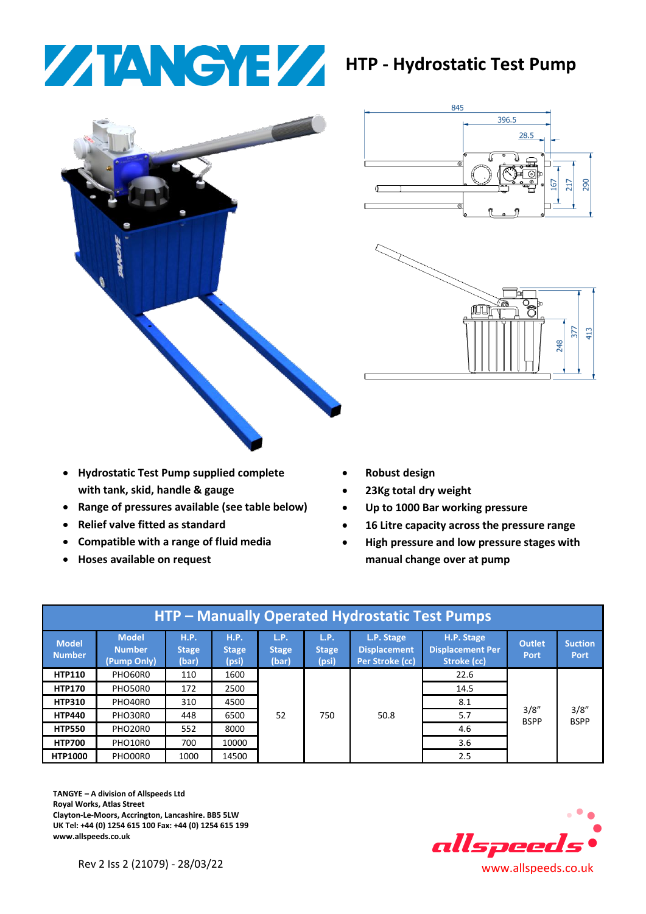# HTP - Hydrostatic Test Pump

- Hydrostatic Test Pump supplied complete with tank, skid, handle & gauge
- Range of pressures available (see table below)
- Relief valve fitted as standard
- Compatible with a range of fluid media
- Hoses available on request
- Robust design
- 23Kg total dry weight
- Up to 1000 Bar working pressure
- 16 Litre capacity across the pressure range
- High pressure and low pressure stages with manual change over at pump

## HTP – Manually Operated Hydrostatic Test Pumps

| Model Number | Model Number (Pump Only) | H.P. Stage (bar) | H.P. Stage (psi) | L.P. Stage (bar) | L.P. Stage (psi) | L.P. Stage Displacement Per Stroke (cc) | H.P. Stage Displacement Per Stroke (cc) | Outlet Port | Suction Port |
|---|---|---|---|---|---|---|---|---|---|
| **HTP110** | PHO60R0 | 110 | 1600 | 52 | 750 | 50.8 | 22.6 | 3/8" BSPP | 3/8" BSPP |
| **HTP170** | PHO50R0 | 172 | 2500 | | | | 14.5 | | |
| **HTP310** | PHO40R0 | 310 | 4500 | | | | 8.1 | | |
| **HTP440** | PHO30R0 | 448 | 6500 | | | | 5.7 | | |
| **HTP550** | PHO20R0 | 552 | 8000 | | | | 4.6 | | |
| **HTP700** | PHO10R0 | 700 | 10000 | | | | 3.6 | | |
| **HTP1000** | PHO00R0 | 1000 | 14500 | | | | 2.5 | | |

**TANGYE – A division of Allspeeds Ltd**
**Royal Works, Atlas Street**
**Clayton-Le-Moors, Accrington, Lancashire. BB5 5LW**
**UK Tel: +44 (0) 1254 615 100 Fax: +44 (0) 1254 615 199**
**www.allspeeds.co.uk**

Rev 2 Iss 2 (21079) - 28/03/22

www.allspeeds.co.uk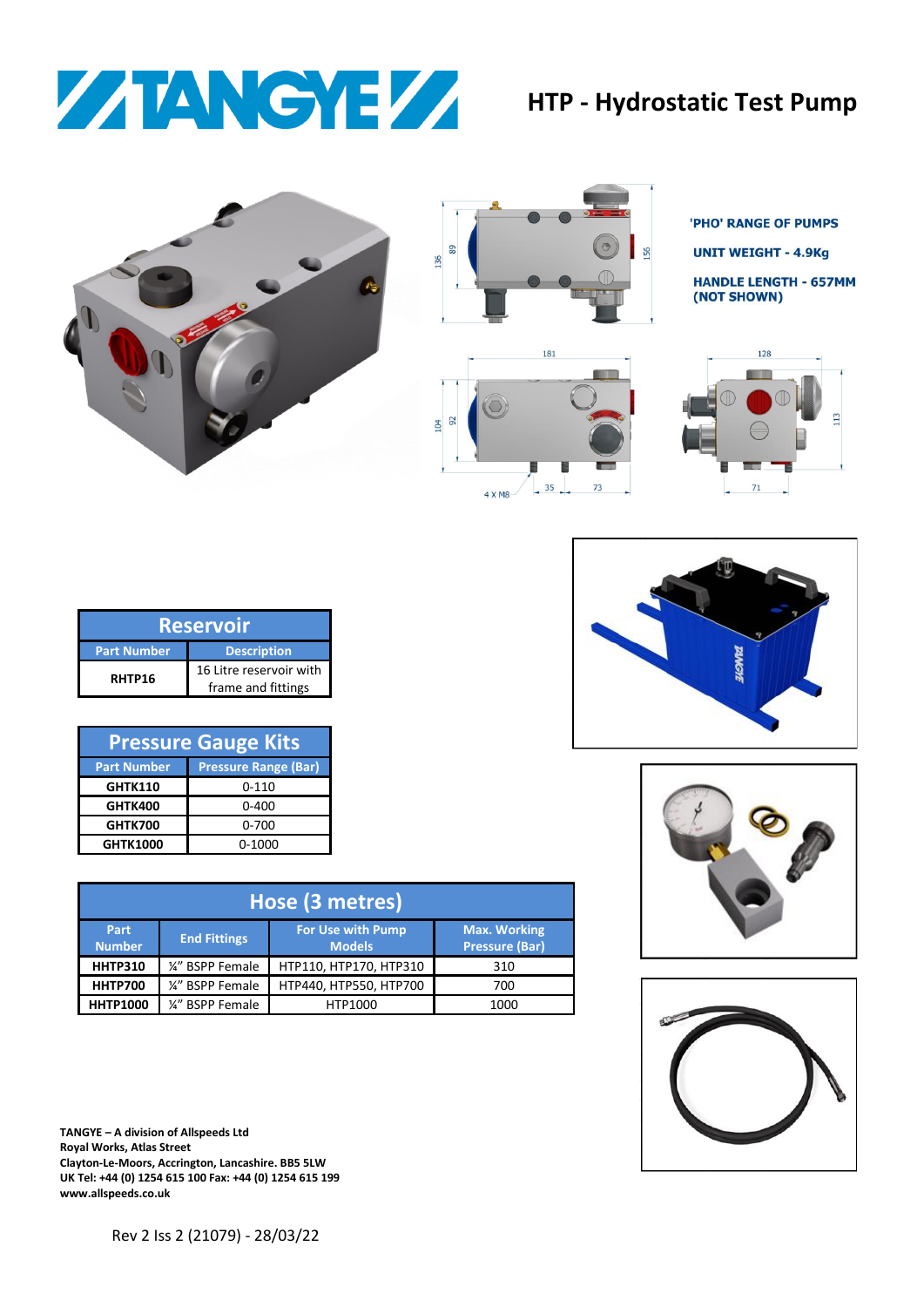# HTP - Hydrostatic Test Pump

'PHO' RANGE OF PUMPS

UNIT WEIGHT - 4.9Kg

HANDLE LENGTH - 657MM (NOT SHOWN)

| Reservoir | |
|---|---|
| **Part Number** | **Description** |
| **RHTP16** | 16 Litre reservoir with frame and fittings |

| Pressure Gauge Kits | |
|---|---|
| **Part Number** | **Pressure Range (Bar)** |
| **GHTK110** | 0-110 |
| **GHTK400** | 0-400 |
| **GHTK700** | 0-700 |
| **GHTK1000** | 0-1000 |

| Hose (3 metres) | | | |
|---|---|---|---|
| **Part Number** | **End Fittings** | **For Use with Pump Models** | **Max. Working Pressure (Bar)** |
| **HHTP310** | ¼" BSPP Female | HTP110, HTP170, HTP310 | 310 |
| **HHTP700** | ¼" BSPP Female | HTP440, HTP550, HTP700 | 700 |
| **HHTP1000** | ¼" BSPP Female | HTP1000 | 1000 |

**TANGYE – A division of Allspeeds Ltd**
**Royal Works, Atlas Street**
**Clayton-Le-Moors, Accrington, Lancashire. BB5 5LW**
**UK Tel: +44 (0) 1254 615 100 Fax: +44 (0) 1254 615 199**
**www.allspeeds.co.uk**

Rev 2 Iss 2 (21079) - 28/03/22